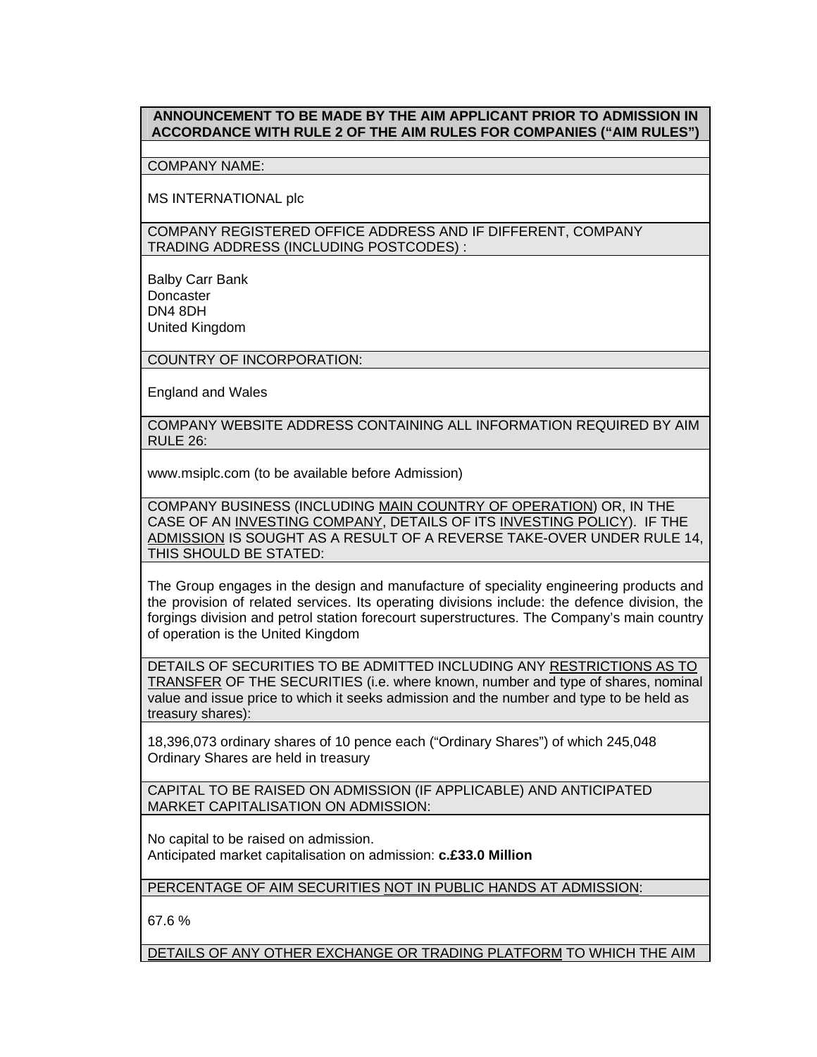**ANNOUNCEMENT TO BE MADE BY THE AIM APPLICANT PRIOR TO ADMISSION IN ACCORDANCE WITH RULE 2 OF THE AIM RULES FOR COMPANIES ("AIM RULES")**

COMPANY NAME:

MS INTERNATIONAL plc

COMPANY REGISTERED OFFICE ADDRESS AND IF DIFFERENT, COMPANY TRADING ADDRESS (INCLUDING POSTCODES) :

Balby Carr Bank
Doncaster
DN4 8DH
United Kingdom

COUNTRY OF INCORPORATION:

England and Wales

COMPANY WEBSITE ADDRESS CONTAINING ALL INFORMATION REQUIRED BY AIM RULE 26:

www.msiplc.com (to be available before Admission)

COMPANY BUSINESS (INCLUDING MAIN COUNTRY OF OPERATION) OR, IN THE CASE OF AN INVESTING COMPANY, DETAILS OF ITS INVESTING POLICY). IF THE ADMISSION IS SOUGHT AS A RESULT OF A REVERSE TAKE-OVER UNDER RULE 14, THIS SHOULD BE STATED:

The Group engages in the design and manufacture of speciality engineering products and the provision of related services. Its operating divisions include: the defence division, the forgings division and petrol station forecourt superstructures. The Company's main country of operation is the United Kingdom

DETAILS OF SECURITIES TO BE ADMITTED INCLUDING ANY RESTRICTIONS AS TO TRANSFER OF THE SECURITIES (i.e. where known, number and type of shares, nominal value and issue price to which it seeks admission and the number and type to be held as treasury shares):

18,396,073 ordinary shares of 10 pence each ("Ordinary Shares") of which 245,048 Ordinary Shares are held in treasury

CAPITAL TO BE RAISED ON ADMISSION (IF APPLICABLE) AND ANTICIPATED MARKET CAPITALISATION ON ADMISSION:

No capital to be raised on admission.
Anticipated market capitalisation on admission: **c.£33.0 Million**

PERCENTAGE OF AIM SECURITIES NOT IN PUBLIC HANDS AT ADMISSION:

67.6 %

DETAILS OF ANY OTHER EXCHANGE OR TRADING PLATFORM TO WHICH THE AIM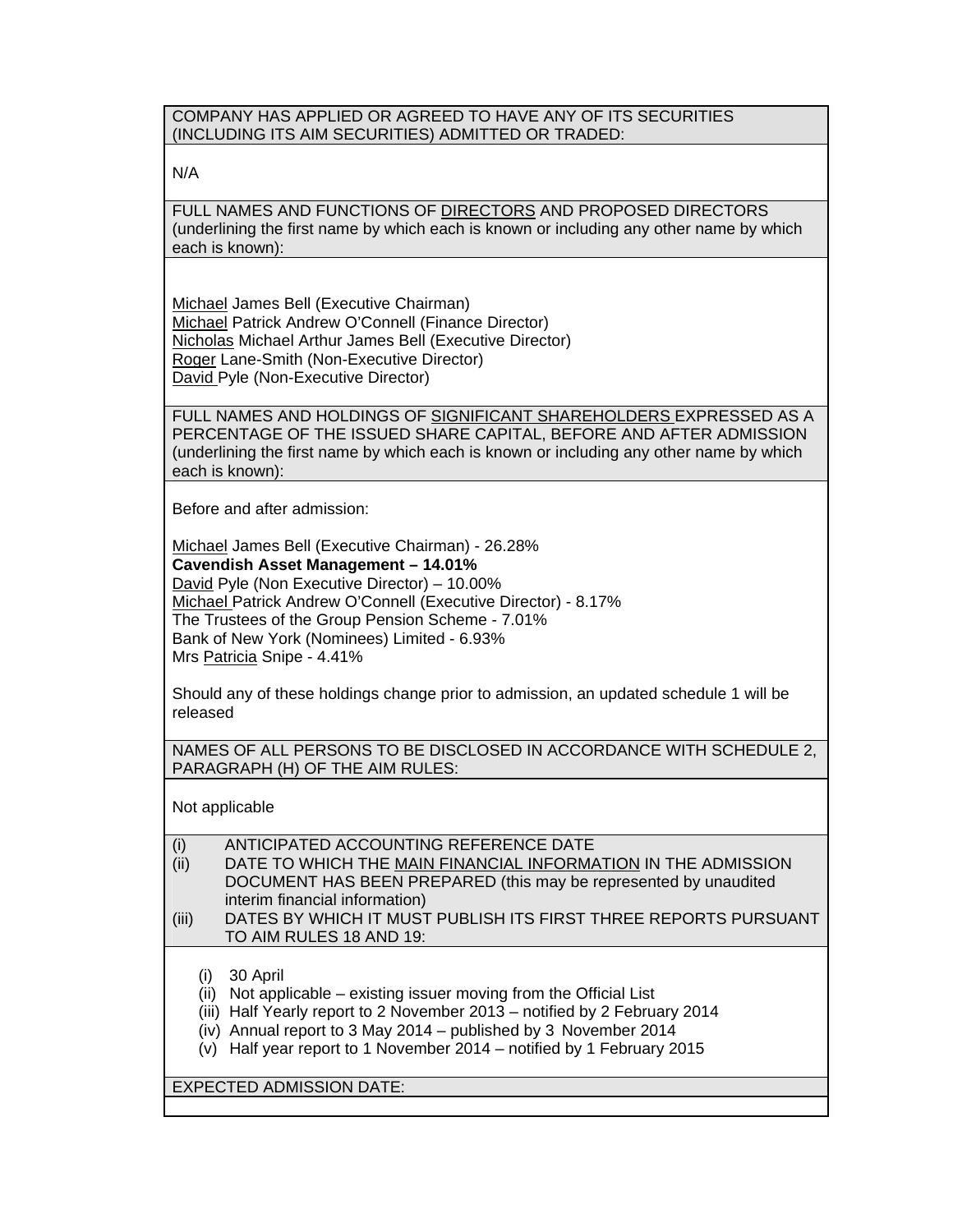COMPANY HAS APPLIED OR AGREED TO HAVE ANY OF ITS SECURITIES (INCLUDING ITS AIM SECURITIES) ADMITTED OR TRADED:

N/A

FULL NAMES AND FUNCTIONS OF DIRECTORS AND PROPOSED DIRECTORS (underlining the first name by which each is known or including any other name by which each is known):

Michael James Bell (Executive Chairman)
Michael Patrick Andrew O'Connell (Finance Director)
Nicholas Michael Arthur James Bell (Executive Director)
Roger Lane-Smith (Non-Executive Director)
David Pyle (Non-Executive Director)

FULL NAMES AND HOLDINGS OF SIGNIFICANT SHAREHOLDERS EXPRESSED AS A PERCENTAGE OF THE ISSUED SHARE CAPITAL, BEFORE AND AFTER ADMISSION (underlining the first name by which each is known or including any other name by which each is known):

Before and after admission:

Michael James Bell (Executive Chairman) - 26.28%
**Cavendish Asset Management – 14.01%**
David Pyle (Non Executive Director) – 10.00%
Michael Patrick Andrew O'Connell (Executive Director) - 8.17%
The Trustees of the Group Pension Scheme - 7.01%
Bank of New York (Nominees) Limited - 6.93%
Mrs Patricia Snipe - 4.41%

Should any of these holdings change prior to admission, an updated schedule 1 will be released

NAMES OF ALL PERSONS TO BE DISCLOSED IN ACCORDANCE WITH SCHEDULE 2, PARAGRAPH (H) OF THE AIM RULES:

Not applicable

(i) ANTICIPATED ACCOUNTING REFERENCE DATE
(ii) DATE TO WHICH THE MAIN FINANCIAL INFORMATION IN THE ADMISSION DOCUMENT HAS BEEN PREPARED (this may be represented by unaudited interim financial information)
(iii) DATES BY WHICH IT MUST PUBLISH ITS FIRST THREE REPORTS PURSUANT TO AIM RULES 18 AND 19:

(i) 30 April
(ii) Not applicable – existing issuer moving from the Official List
(iii) Half Yearly report to 2 November 2013 – notified by 2 February 2014
(iv) Annual report to 3 May 2014 – published by 3 November 2014
(v) Half year report to 1 November 2014 – notified by 1 February 2015

EXPECTED ADMISSION DATE: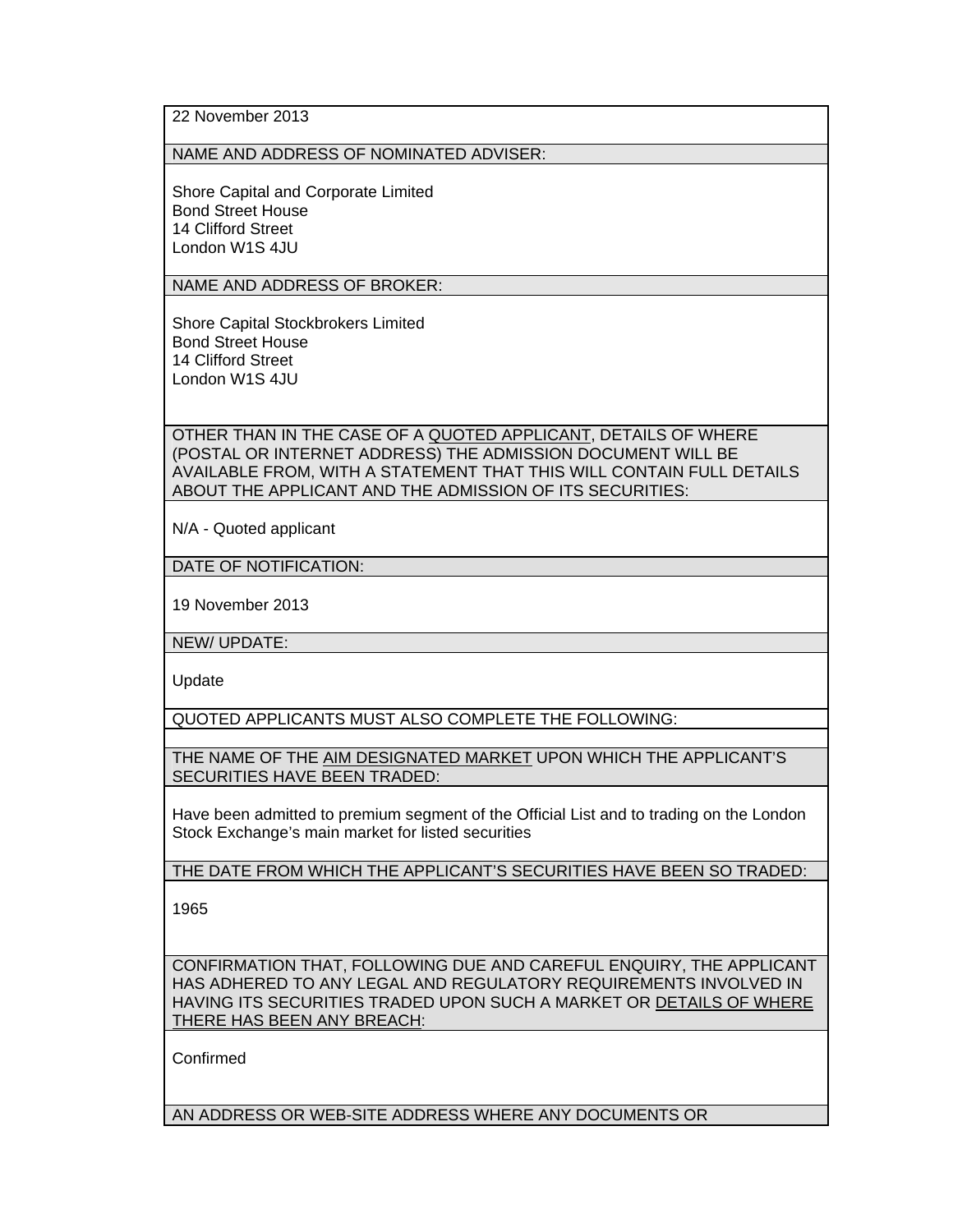22 November 2013

NAME AND ADDRESS OF NOMINATED ADVISER:

Shore Capital and Corporate Limited
Bond Street House
14 Clifford Street
London W1S 4JU

NAME AND ADDRESS OF BROKER:

Shore Capital Stockbrokers Limited
Bond Street House
14 Clifford Street
London W1S 4JU

OTHER THAN IN THE CASE OF A QUOTED APPLICANT, DETAILS OF WHERE (POSTAL OR INTERNET ADDRESS) THE ADMISSION DOCUMENT WILL BE AVAILABLE FROM, WITH A STATEMENT THAT THIS WILL CONTAIN FULL DETAILS ABOUT THE APPLICANT AND THE ADMISSION OF ITS SECURITIES:

N/A - Quoted applicant

DATE OF NOTIFICATION:

19 November 2013

NEW/ UPDATE:

Update

QUOTED APPLICANTS MUST ALSO COMPLETE THE FOLLOWING:

THE NAME OF THE AIM DESIGNATED MARKET UPON WHICH THE APPLICANT'S SECURITIES HAVE BEEN TRADED:

Have been admitted to premium segment of the Official List and to trading on the London Stock Exchange's main market for listed securities

THE DATE FROM WHICH THE APPLICANT'S SECURITIES HAVE BEEN SO TRADED:

1965

CONFIRMATION THAT, FOLLOWING DUE AND CAREFUL ENQUIRY, THE APPLICANT HAS ADHERED TO ANY LEGAL AND REGULATORY REQUIREMENTS INVOLVED IN HAVING ITS SECURITIES TRADED UPON SUCH A MARKET OR DETAILS OF WHERE THERE HAS BEEN ANY BREACH:

Confirmed

AN ADDRESS OR WEB-SITE ADDRESS WHERE ANY DOCUMENTS OR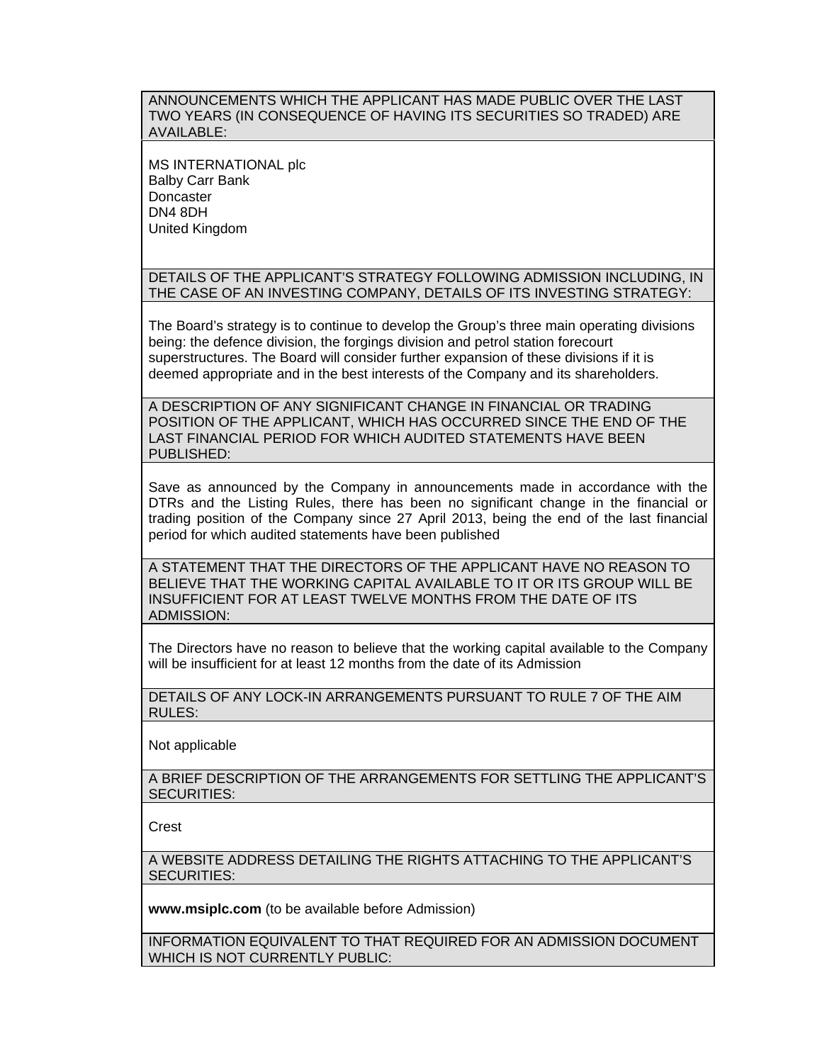| ANNOUNCEMENTS WHICH THE APPLICANT HAS MADE PUBLIC OVER THE LAST TWO YEARS (IN CONSEQUENCE OF HAVING ITS SECURITIES SO TRADED) ARE AVAILABLE: |
| --- |
| MS INTERNATIONAL plc<br>Balby Carr Bank<br>Doncaster<br>DN4 8DH<br>United Kingdom |
| DETAILS OF THE APPLICANT'S STRATEGY FOLLOWING ADMISSION INCLUDING, IN THE CASE OF AN INVESTING COMPANY, DETAILS OF ITS INVESTING STRATEGY: |
| The Board's strategy is to continue to develop the Group's three main operating divisions being: the defence division, the forgings division and petrol station forecourt superstructures. The Board will consider further expansion of these divisions if it is deemed appropriate and in the best interests of the Company and its shareholders. |
| A DESCRIPTION OF ANY SIGNIFICANT CHANGE IN FINANCIAL OR TRADING POSITION OF THE APPLICANT, WHICH HAS OCCURRED SINCE THE END OF THE LAST FINANCIAL PERIOD FOR WHICH AUDITED STATEMENTS HAVE BEEN PUBLISHED: |
| Save as announced by the Company in announcements made in accordance with the DTRs and the Listing Rules, there has been no significant change in the financial or trading position of the Company since 27 April 2013, being the end of the last financial period for which audited statements have been published |
| A STATEMENT THAT THE DIRECTORS OF THE APPLICANT HAVE NO REASON TO BELIEVE THAT THE WORKING CAPITAL AVAILABLE TO IT OR ITS GROUP WILL BE INSUFFICIENT FOR AT LEAST TWELVE MONTHS FROM THE DATE OF ITS ADMISSION: |
| The Directors have no reason to believe that the working capital available to the Company will be insufficient for at least 12 months from the date of its Admission |
| DETAILS OF ANY LOCK-IN ARRANGEMENTS PURSUANT TO RULE 7 OF THE AIM RULES: |
| Not applicable |
| A BRIEF DESCRIPTION OF THE ARRANGEMENTS FOR SETTLING THE APPLICANT'S SECURITIES: |
| Crest |
| A WEBSITE ADDRESS DETAILING THE RIGHTS ATTACHING TO THE APPLICANT'S SECURITIES: |
| **www.msiplc.com** (to be available before Admission) |
| INFORMATION EQUIVALENT TO THAT REQUIRED FOR AN ADMISSION DOCUMENT WHICH IS NOT CURRENTLY PUBLIC: |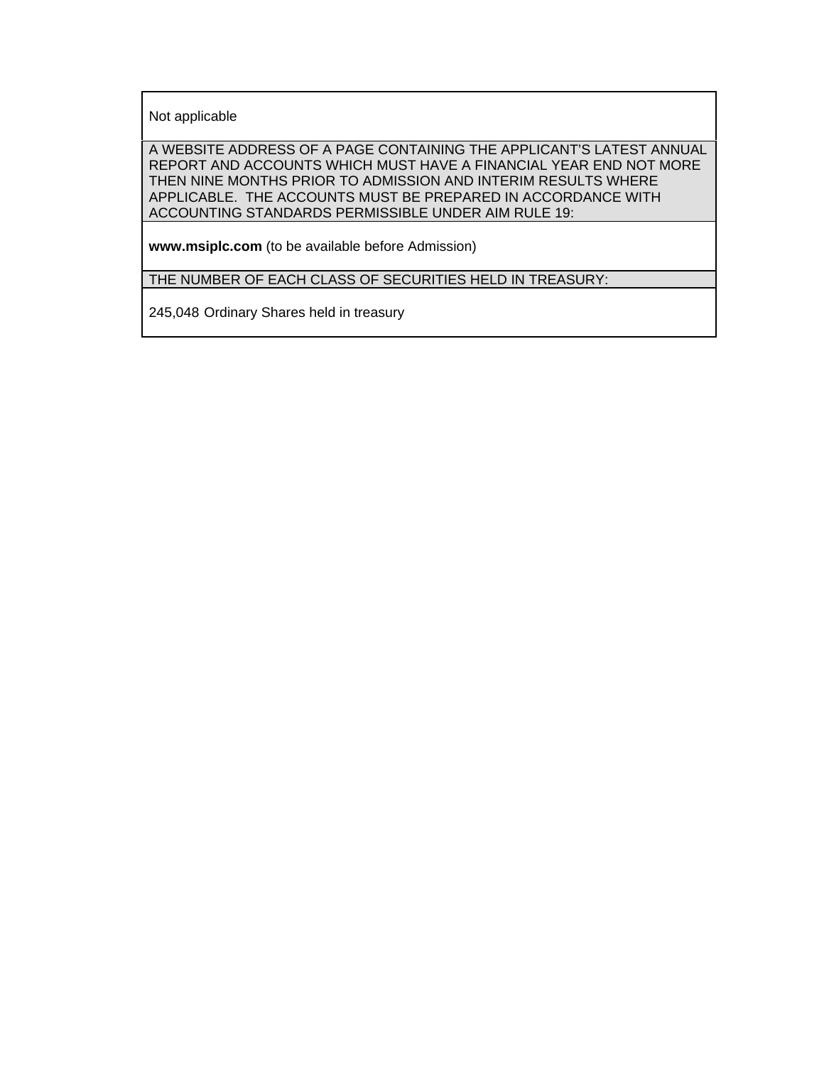Not applicable

A WEBSITE ADDRESS OF A PAGE CONTAINING THE APPLICANT'S LATEST ANNUAL REPORT AND ACCOUNTS WHICH MUST HAVE A FINANCIAL YEAR END NOT MORE THEN NINE MONTHS PRIOR TO ADMISSION AND INTERIM RESULTS WHERE APPLICABLE. THE ACCOUNTS MUST BE PREPARED IN ACCORDANCE WITH ACCOUNTING STANDARDS PERMISSIBLE UNDER AIM RULE 19:

**www.msiplc.com** (to be available before Admission)

THE NUMBER OF EACH CLASS OF SECURITIES HELD IN TREASURY:

245,048 Ordinary Shares held in treasury